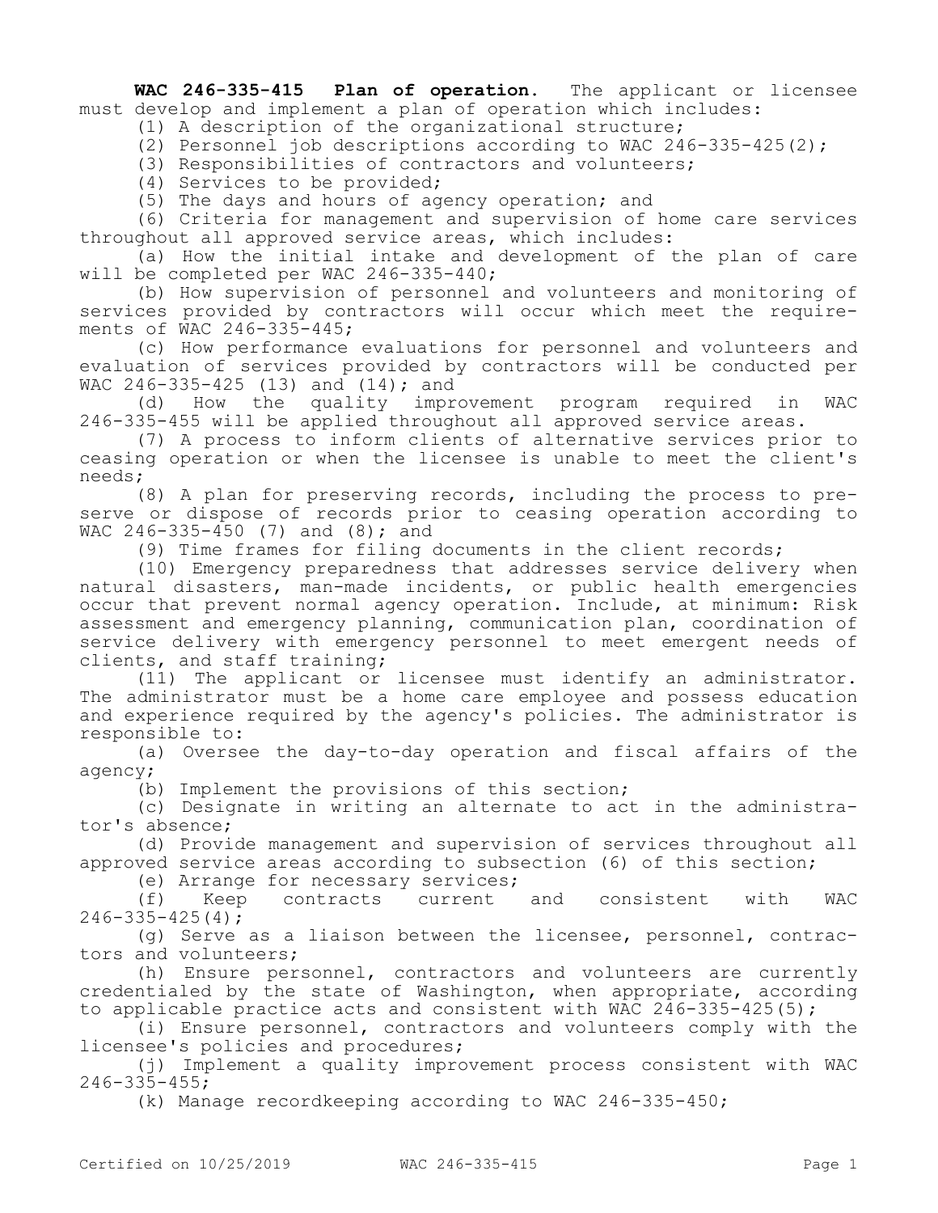**WAC 246-335-415 Plan of operation.** The applicant or licensee must develop and implement a plan of operation which includes:

(1) A description of the organizational structure;

(2) Personnel job descriptions according to WAC 246-335-425(2);

(3) Responsibilities of contractors and volunteers;

(4) Services to be provided;

(5) The days and hours of agency operation; and

(6) Criteria for management and supervision of home care services throughout all approved service areas, which includes:

(a) How the initial intake and development of the plan of care will be completed per WAC 246-335-440;

(b) How supervision of personnel and volunteers and monitoring of services provided by contractors will occur which meet the requirements of WAC 246-335-445;

(c) How performance evaluations for personnel and volunteers and evaluation of services provided by contractors will be conducted per WAC 246-335-425 (13) and (14); and

(d) How the quality improvement program required in WAC 246-335-455 will be applied throughout all approved service areas.

(7) A process to inform clients of alternative services prior to ceasing operation or when the licensee is unable to meet the client's needs;

(8) A plan for preserving records, including the process to preserve or dispose of records prior to ceasing operation according to WAC 246-335-450 (7) and (8); and

(9) Time frames for filing documents in the client records;

(10) Emergency preparedness that addresses service delivery when natural disasters, man-made incidents, or public health emergencies occur that prevent normal agency operation. Include, at minimum: Risk assessment and emergency planning, communication plan, coordination of service delivery with emergency personnel to meet emergent needs of clients, and staff training;

(11) The applicant or licensee must identify an administrator. The administrator must be a home care employee and possess education and experience required by the agency's policies. The administrator is responsible to:

(a) Oversee the day-to-day operation and fiscal affairs of the agency;

(b) Implement the provisions of this section;

(c) Designate in writing an alternate to act in the administrator's absence;

(d) Provide management and supervision of services throughout all approved service areas according to subsection (6) of this section;

(e) Arrange for necessary services;

(f) Keep contracts current and consistent with WAC 246-335-425(4);

(g) Serve as a liaison between the licensee, personnel, contractors and volunteers;

(h) Ensure personnel, contractors and volunteers are currently credentialed by the state of Washington, when appropriate, according to applicable practice acts and consistent with WAC 246-335-425(5);

(i) Ensure personnel, contractors and volunteers comply with the licensee's policies and procedures;

(j) Implement a quality improvement process consistent with WAC 246-335-455;

(k) Manage recordkeeping according to WAC 246-335-450;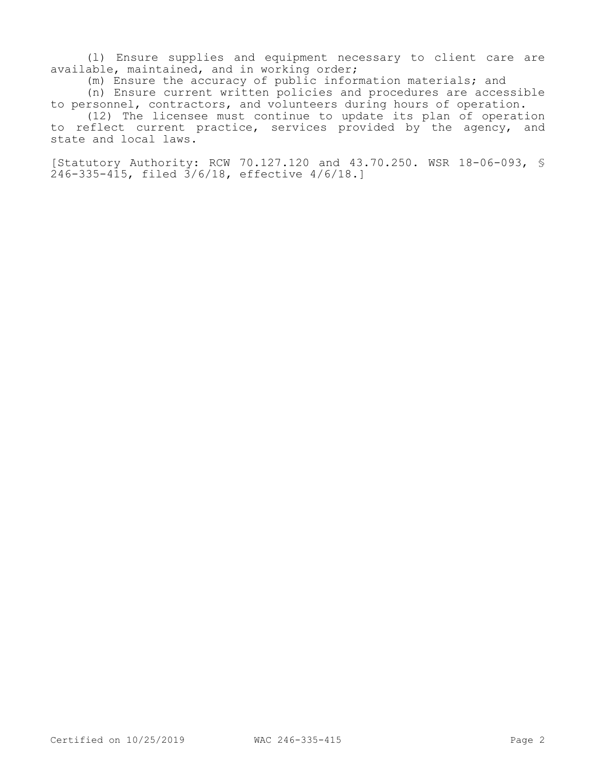(l) Ensure supplies and equipment necessary to client care are available, maintained, and in working order;

(m) Ensure the accuracy of public information materials; and

(n) Ensure current written policies and procedures are accessible to personnel, contractors, and volunteers during hours of operation.

(12) The licensee must continue to update its plan of operation to reflect current practice, services provided by the agency, and state and local laws.

[Statutory Authority: RCW 70.127.120 and 43.70.250. WSR 18-06-093, § 246-335-415, filed 3/6/18, effective 4/6/18.]